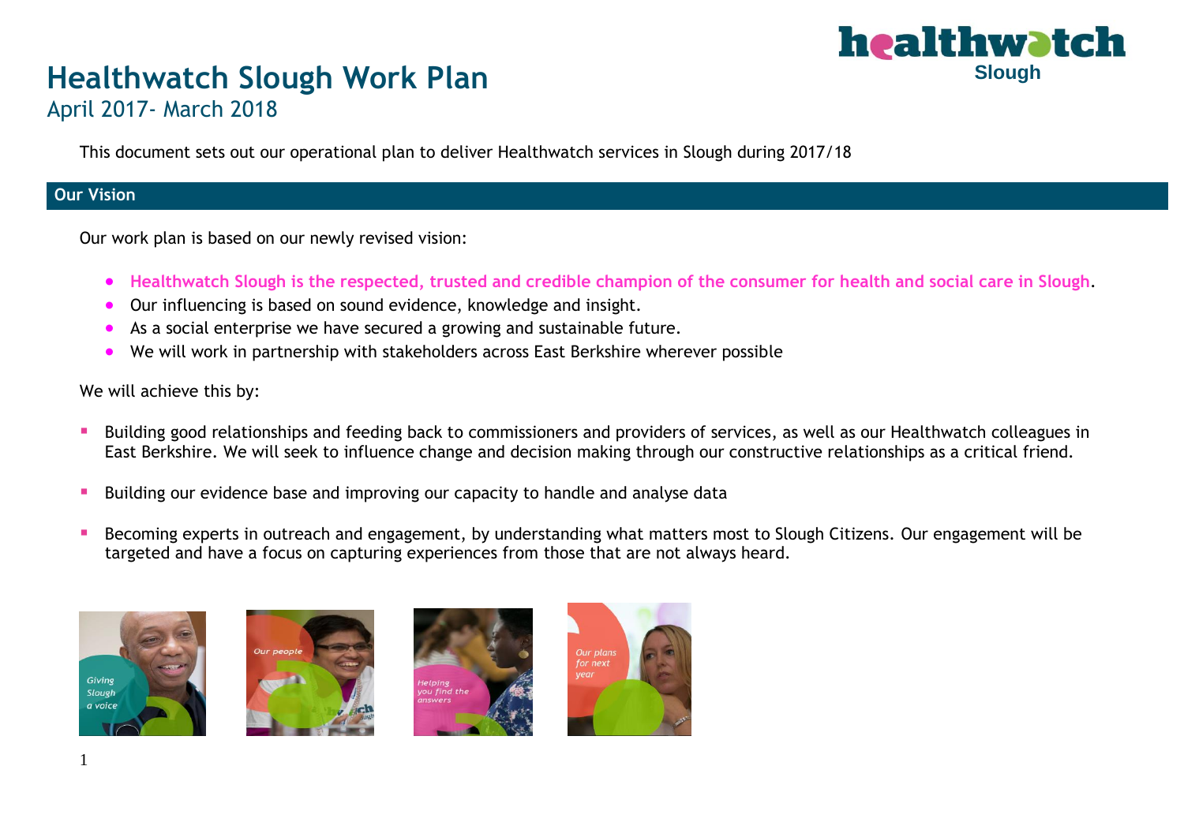# Healthwatch Slough Work Plan

## April 2017- March 2018

This document sets out our operational plan to deliver Healthwatch services in Slough during 2017/18

## Our Vision

Our work plan is based on our newly revised vision:

- **Healthwatch Slough is the respected, trusted and credible champion of the consumer for health and social care in Slough**.
- Our influencing is based on sound evidence, knowledge and insight.
- As a social enterprise we have secured a growing and sustainable future.
- We will work in partnership with stakeholders across East Berkshire wherever possible

We will achieve this by:

- Building good relationships and feeding back to commissioners and providers of services, as well as our Healthwatch colleagues in East Berkshire. We will seek to influence change and decision making through our constructive relationships as a critical friend.
- Building our evidence base and improving our capacity to handle and analyse data
- Becoming experts in outreach and engagement, by understanding what matters most to Slough Citizens. Our engagement will be targeted and have a focus on capturing experiences from those that are not always heard.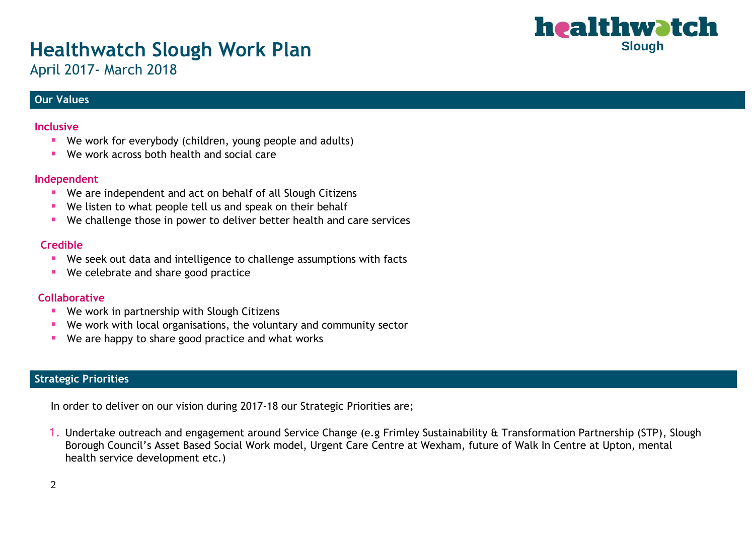# Healthwatch Slough Work Plan

April 2017- March 2018

## Our Values

**Inclusive**

- We work for everybody (children, young people and adults)
- We work across both health and social care

**Independent**

- We are independent and act on behalf of all Slough Citizens
- We listen to what people tell us and speak on their behalf
- We challenge those in power to deliver better health and care services

**Credible**

- We seek out data and intelligence to challenge assumptions with facts
- We celebrate and share good practice

**Collaborative**

- We work in partnership with Slough Citizens
- We work with local organisations, the voluntary and community sector
- We are happy to share good practice and what works

## Strategic Priorities

In order to deliver on our vision during 2017-18 our Strategic Priorities are;

1. Undertake outreach and engagement around Service Change (e.g Frimley Sustainability & Transformation Partnership (STP), Slough Borough Council's Asset Based Social Work model, Urgent Care Centre at Wexham, future of Walk In Centre at Upton, mental health service development etc.)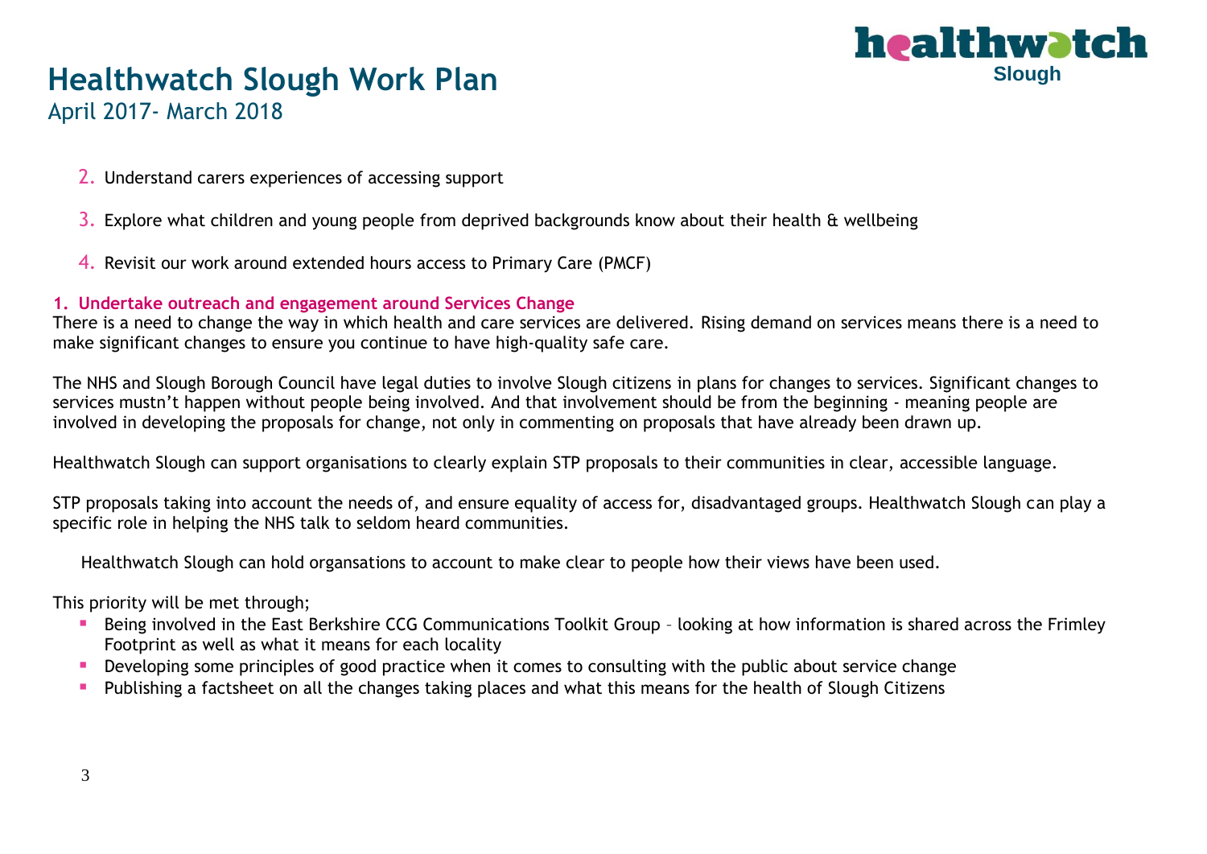# Healthwatch Slough Work Plan

April 2017- March 2018

2. Understand carers experiences of accessing support

3. Explore what children and young people from deprived backgrounds know about their health & wellbeing

4. Revisit our work around extended hours access to Primary Care (PMCF)

**1. Undertake outreach and engagement around Services Change**

There is a need to change the way in which health and care services are delivered. Rising demand on services means there is a need to make significant changes to ensure you continue to have high-quality safe care.

The NHS and Slough Borough Council have legal duties to involve Slough citizens in plans for changes to services. Significant changes to services mustn't happen without people being involved. And that involvement should be from the beginning - meaning people are involved in developing the proposals for change, not only in commenting on proposals that have already been drawn up.

Healthwatch Slough can support organisations to clearly explain STP proposals to their communities in clear, accessible language.

STP proposals taking into account the needs of, and ensure equality of access for, disadvantaged groups. Healthwatch Slough can play a specific role in helping the NHS talk to seldom heard communities.

Healthwatch Slough can hold organsations to account to make clear to people how their views have been used.

This priority will be met through;

- Being involved in the East Berkshire CCG Communications Toolkit Group – looking at how information is shared across the Frimley Footprint as well as what it means for each locality
- Developing some principles of good practice when it comes to consulting with the public about service change
- Publishing a factsheet on all the changes taking places and what this means for the health of Slough Citizens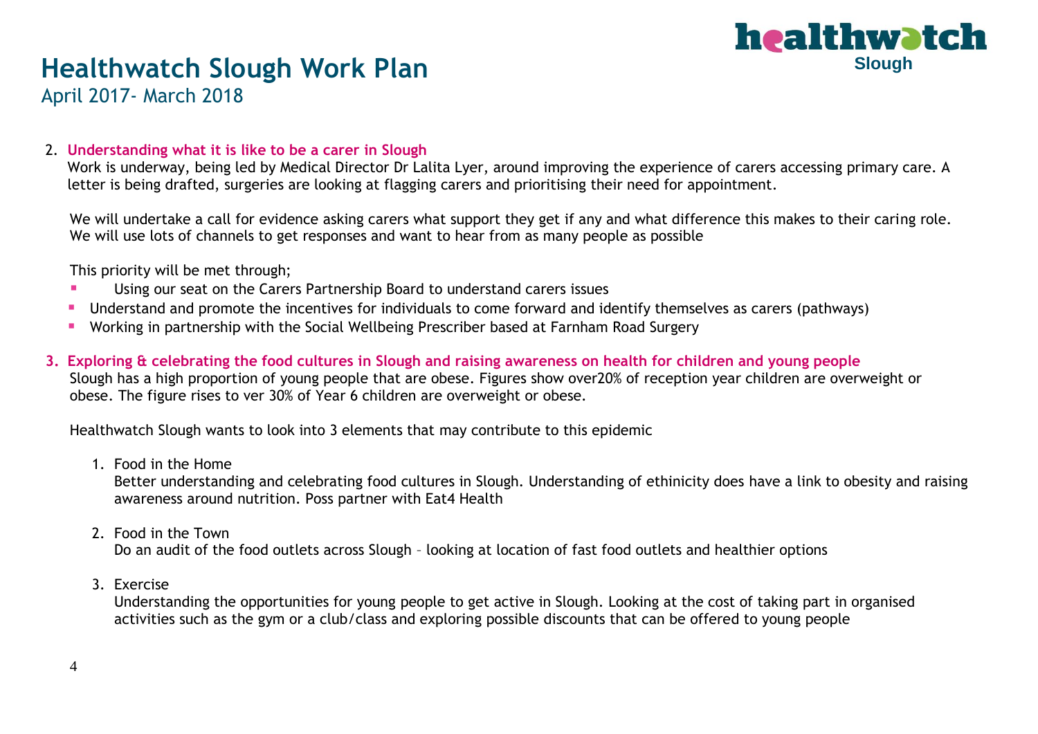# Healthwatch Slough Work Plan

April 2017- March 2018

2. **Understanding what it is like to be a carer in Slough**

   Work is underway, being led by Medical Director Dr Lalita Lyer, around improving the experience of carers accessing primary care. A letter is being drafted, surgeries are looking at flagging carers and prioritising their need for appointment.

   We will undertake a call for evidence asking carers what support they get if any and what difference this makes to their caring role. We will use lots of channels to get responses and want to hear from as many people as possible

   This priority will be met through;

   - Using our seat on the Carers Partnership Board to understand carers issues
   - Understand and promote the incentives for individuals to come forward and identify themselves as carers (pathways)
   - Working in partnership with the Social Wellbeing Prescriber based at Farnham Road Surgery

3. **Exploring & celebrating the food cultures in Slough and raising awareness on health for children and young people**

   Slough has a high proportion of young people that are obese. Figures show over20% of reception year children are overweight or obese. The figure rises to ver 30% of Year 6 children are overweight or obese.

   Healthwatch Slough wants to look into 3 elements that may contribute to this epidemic

   1. Food in the Home
      Better understanding and celebrating food cultures in Slough. Understanding of ethinicity does have a link to obesity and raising awareness around nutrition. Poss partner with Eat4 Health

   2. Food in the Town
      Do an audit of the food outlets across Slough – looking at location of fast food outlets and healthier options

   3. Exercise
      Understanding the opportunities for young people to get active in Slough. Looking at the cost of taking part in organised activities such as the gym or a club/class and exploring possible discounts that can be offered to young people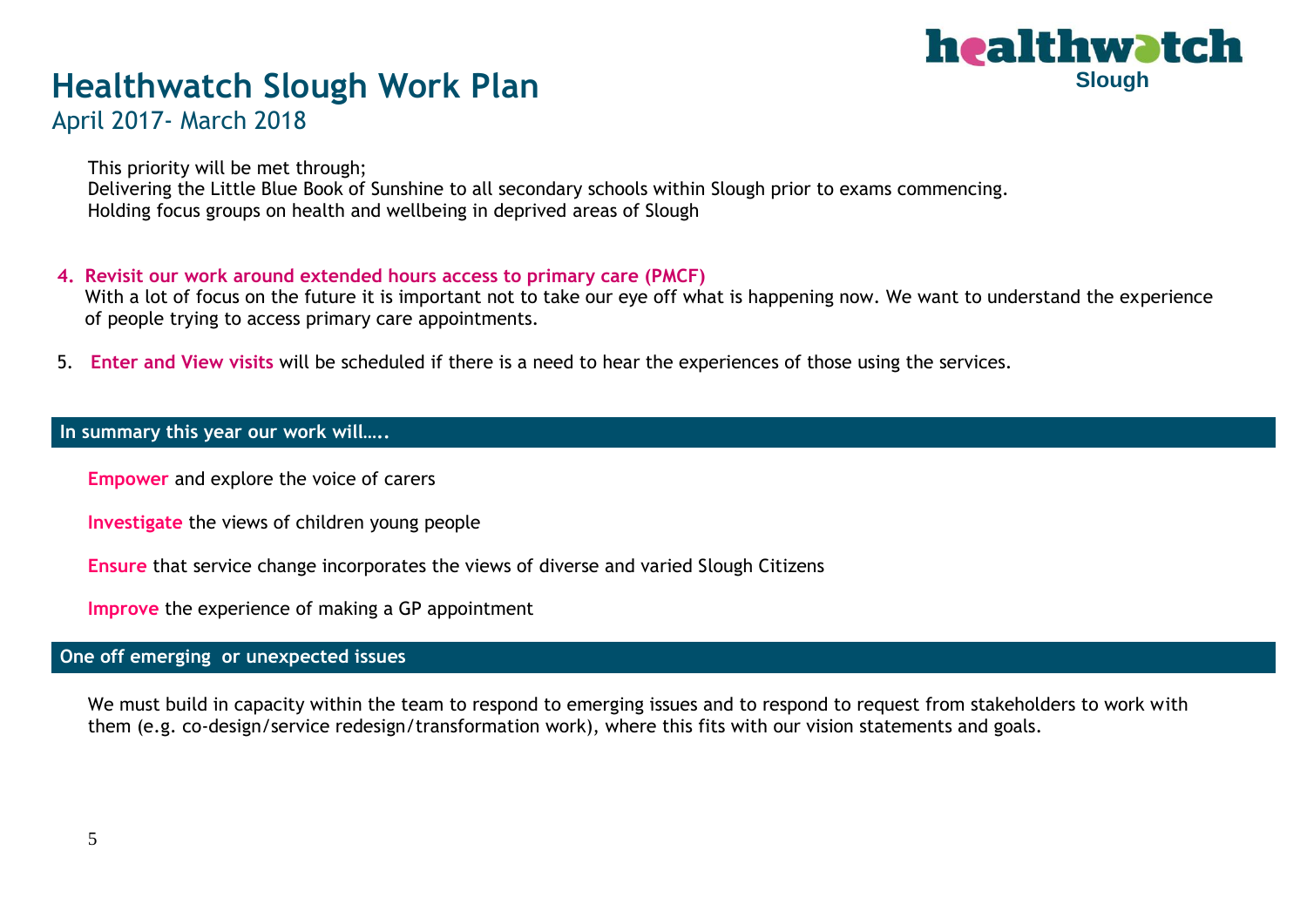# Healthwatch Slough Work Plan

April 2017- March 2018

This priority will be met through;
Delivering the Little Blue Book of Sunshine to all secondary schools within Slough prior to exams commencing.
Holding focus groups on health and wellbeing in deprived areas of Slough

4. **Revisit our work around extended hours access to primary care (PMCF)**
   With a lot of focus on the future it is important not to take our eye off what is happening now. We want to understand the experience of people trying to access primary care appointments.

5. **Enter and View visits** will be scheduled if there is a need to hear the experiences of those using the services.

## In summary this year our work will…..

**Empower** and explore the voice of carers

**Investigate** the views of children young people

**Ensure** that service change incorporates the views of diverse and varied Slough Citizens

**Improve** the experience of making a GP appointment

## One off emerging or unexpected issues

We must build in capacity within the team to respond to emerging issues and to respond to request from stakeholders to work with them (e.g. co-design/service redesign/transformation work), where this fits with our vision statements and goals.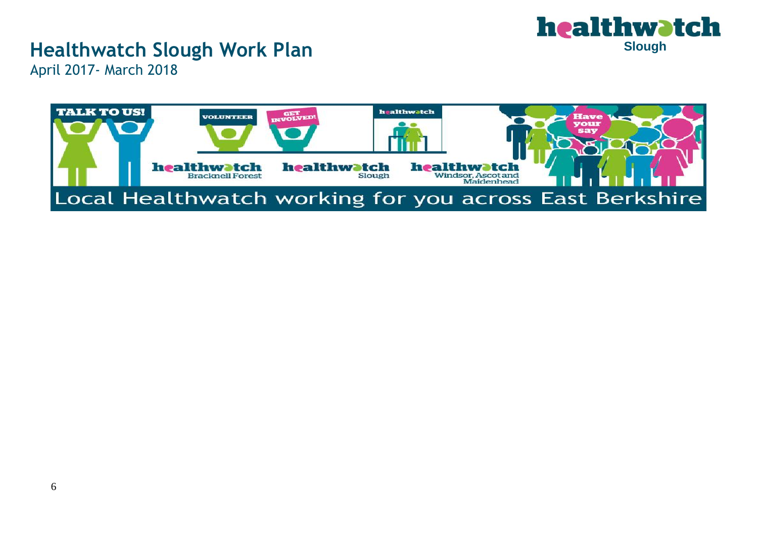# Healthwatch Slough Work Plan

April 2017- March 2018